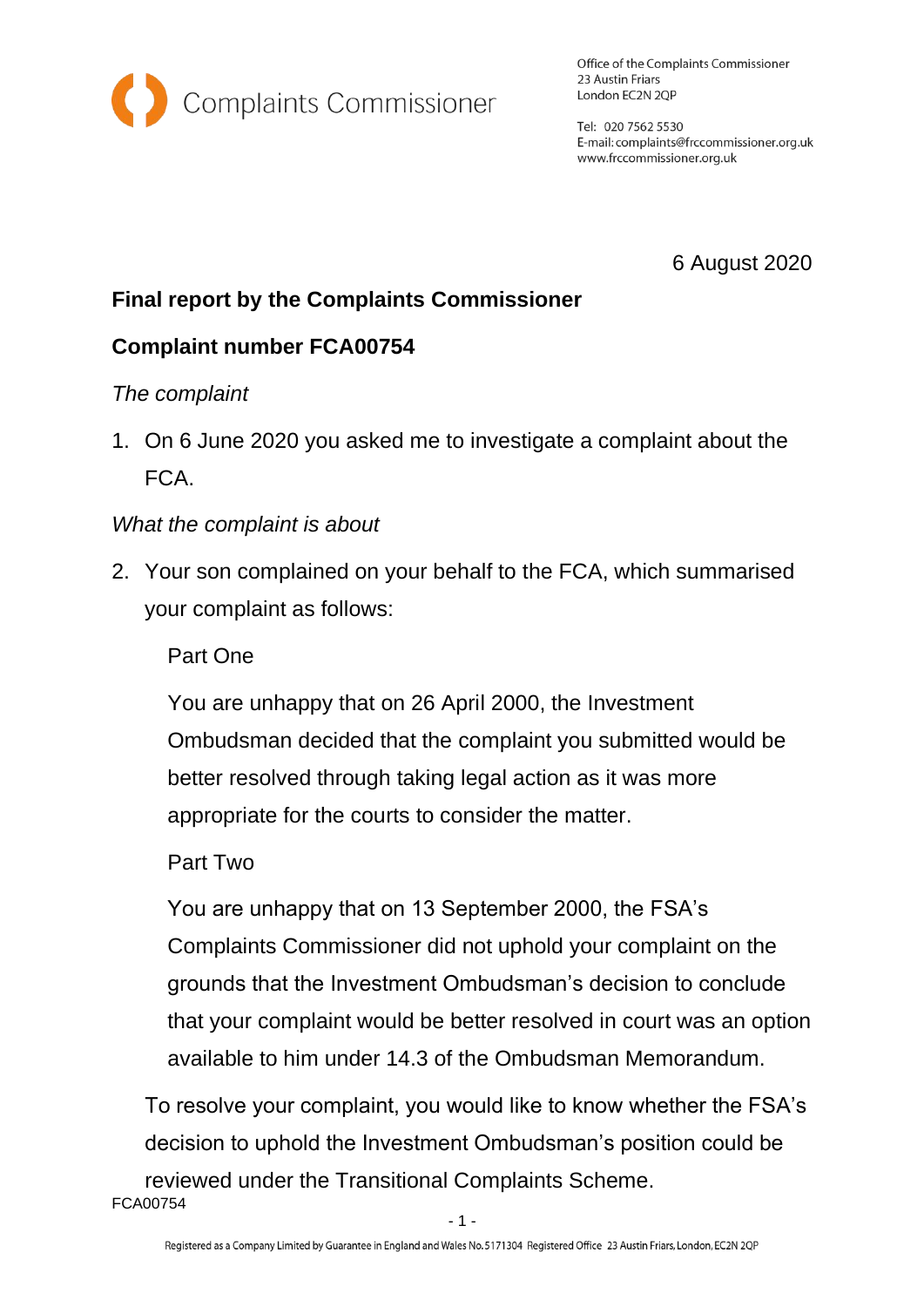Complaints Commissioner

Office of the Complaints Commissioner
23 Austin Friars
London EC2N 2QP

Tel: 020 7562 5530
E-mail: complaints@frccommissioner.org.uk
www.frccommissioner.org.uk

6 August 2020

**Final report by the Complaints Commissioner**

**Complaint number FCA00754**

*The complaint*

1. On 6 June 2020 you asked me to investigate a complaint about the FCA.

*What the complaint is about*

2. Your son complained on your behalf to the FCA, which summarised your complaint as follows:

   Part One

   You are unhappy that on 26 April 2000, the Investment Ombudsman decided that the complaint you submitted would be better resolved through taking legal action as it was more appropriate for the courts to consider the matter.

   Part Two

   You are unhappy that on 13 September 2000, the FSA's Complaints Commissioner did not uphold your complaint on the grounds that the Investment Ombudsman's decision to conclude that your complaint would be better resolved in court was an option available to him under 14.3 of the Ombudsman Memorandum.

   To resolve your complaint, you would like to know whether the FSA's decision to uphold the Investment Ombudsman's position could be reviewed under the Transitional Complaints Scheme.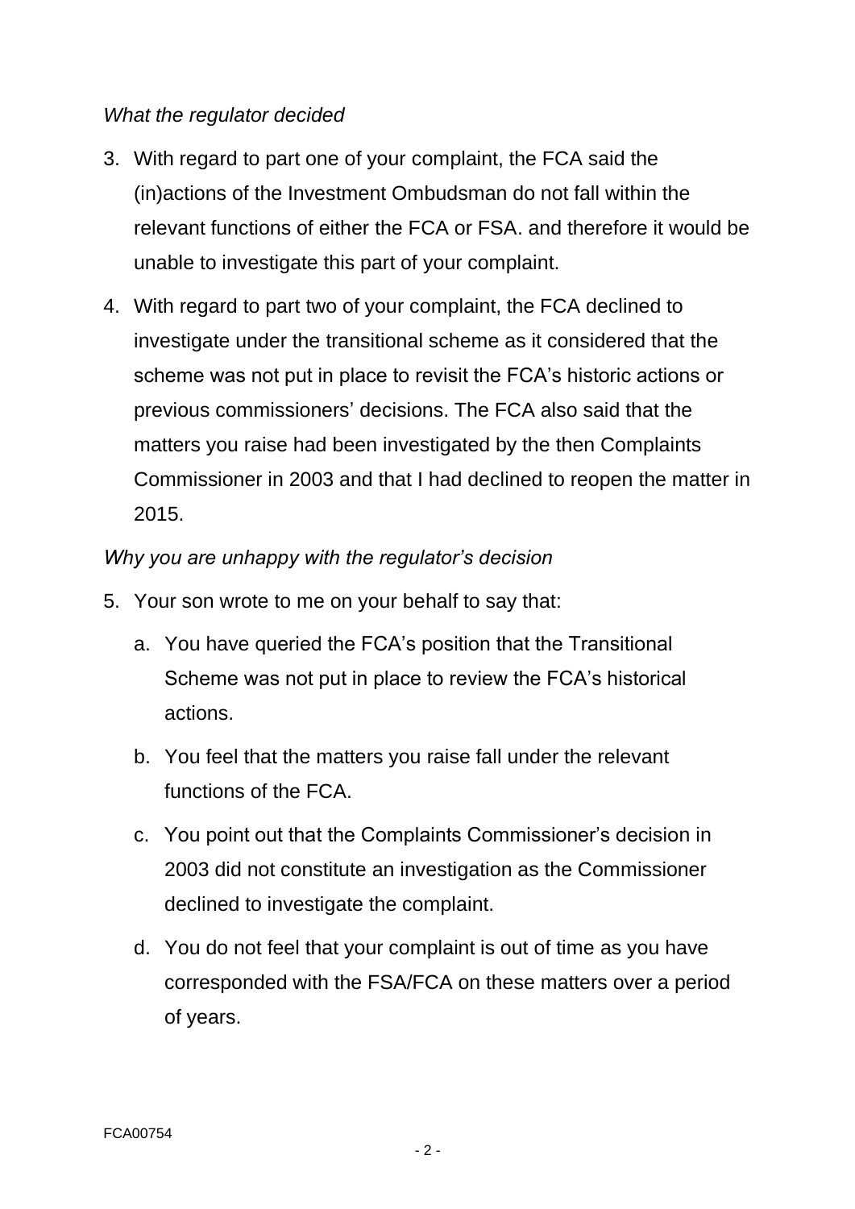*What the regulator decided*

3. With regard to part one of your complaint, the FCA said the (in)actions of the Investment Ombudsman do not fall within the relevant functions of either the FCA or FSA. and therefore it would be unable to investigate this part of your complaint.

4. With regard to part two of your complaint, the FCA declined to investigate under the transitional scheme as it considered that the scheme was not put in place to revisit the FCA's historic actions or previous commissioners' decisions. The FCA also said that the matters you raise had been investigated by the then Complaints Commissioner in 2003 and that I had declined to reopen the matter in 2015.

*Why you are unhappy with the regulator's decision*

5. Your son wrote to me on your behalf to say that:

   a. You have queried the FCA's position that the Transitional Scheme was not put in place to review the FCA's historical actions.

   b. You feel that the matters you raise fall under the relevant functions of the FCA.

   c. You point out that the Complaints Commissioner's decision in 2003 did not constitute an investigation as the Commissioner declined to investigate the complaint.

   d. You do not feel that your complaint is out of time as you have corresponded with the FSA/FCA on these matters over a period of years.

FCA00754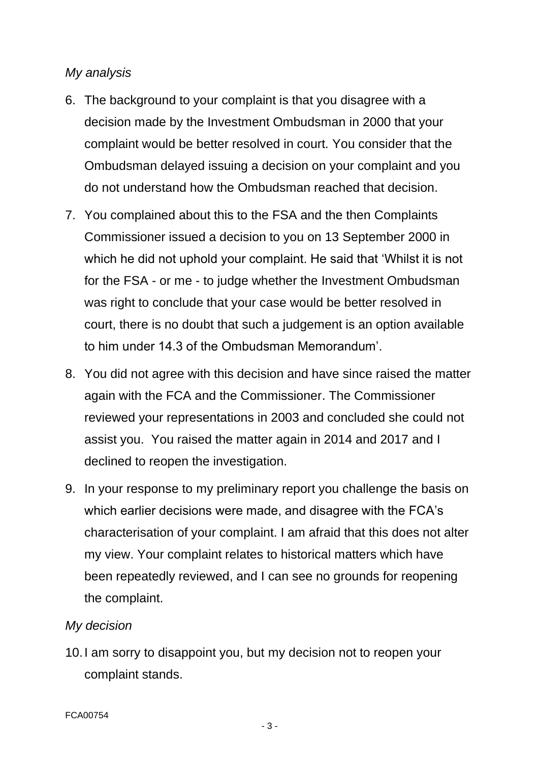*My analysis*

6. The background to your complaint is that you disagree with a decision made by the Investment Ombudsman in 2000 that your complaint would be better resolved in court. You consider that the Ombudsman delayed issuing a decision on your complaint and you do not understand how the Ombudsman reached that decision.

7. You complained about this to the FSA and the then Complaints Commissioner issued a decision to you on 13 September 2000 in which he did not uphold your complaint. He said that 'Whilst it is not for the FSA - or me - to judge whether the Investment Ombudsman was right to conclude that your case would be better resolved in court, there is no doubt that such a judgement is an option available to him under 14.3 of the Ombudsman Memorandum'.

8. You did not agree with this decision and have since raised the matter again with the FCA and the Commissioner. The Commissioner reviewed your representations in 2003 and concluded she could not assist you. You raised the matter again in 2014 and 2017 and I declined to reopen the investigation.

9. In your response to my preliminary report you challenge the basis on which earlier decisions were made, and disagree with the FCA's characterisation of your complaint. I am afraid that this does not alter my view. Your complaint relates to historical matters which have been repeatedly reviewed, and I can see no grounds for reopening the complaint.

*My decision*

10. I am sorry to disappoint you, but my decision not to reopen your complaint stands.

FCA00754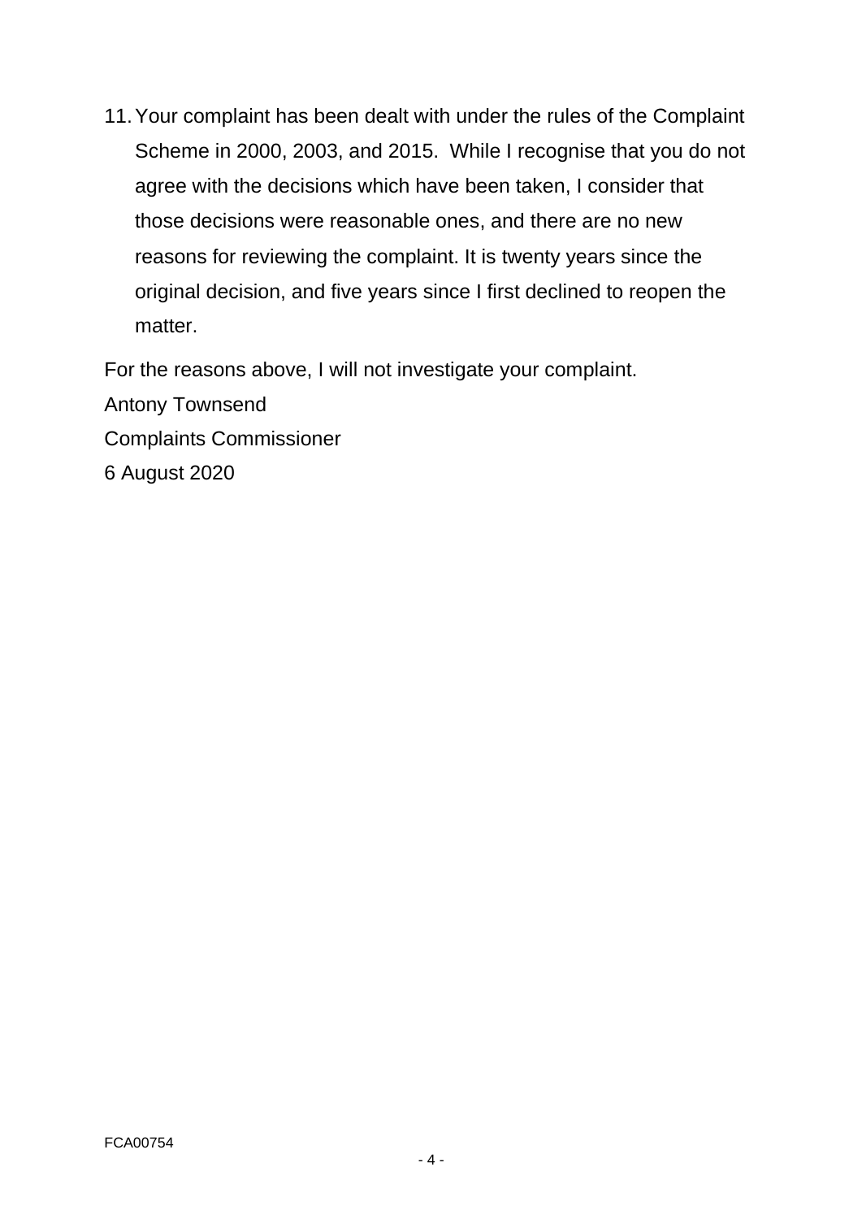11. Your complaint has been dealt with under the rules of the Complaint Scheme in 2000, 2003, and 2015. While I recognise that you do not agree with the decisions which have been taken, I consider that those decisions were reasonable ones, and there are no new reasons for reviewing the complaint. It is twenty years since the original decision, and five years since I first declined to reopen the matter.

For the reasons above, I will not investigate your complaint.

Antony Townsend

Complaints Commissioner

6 August 2020

FCA00754